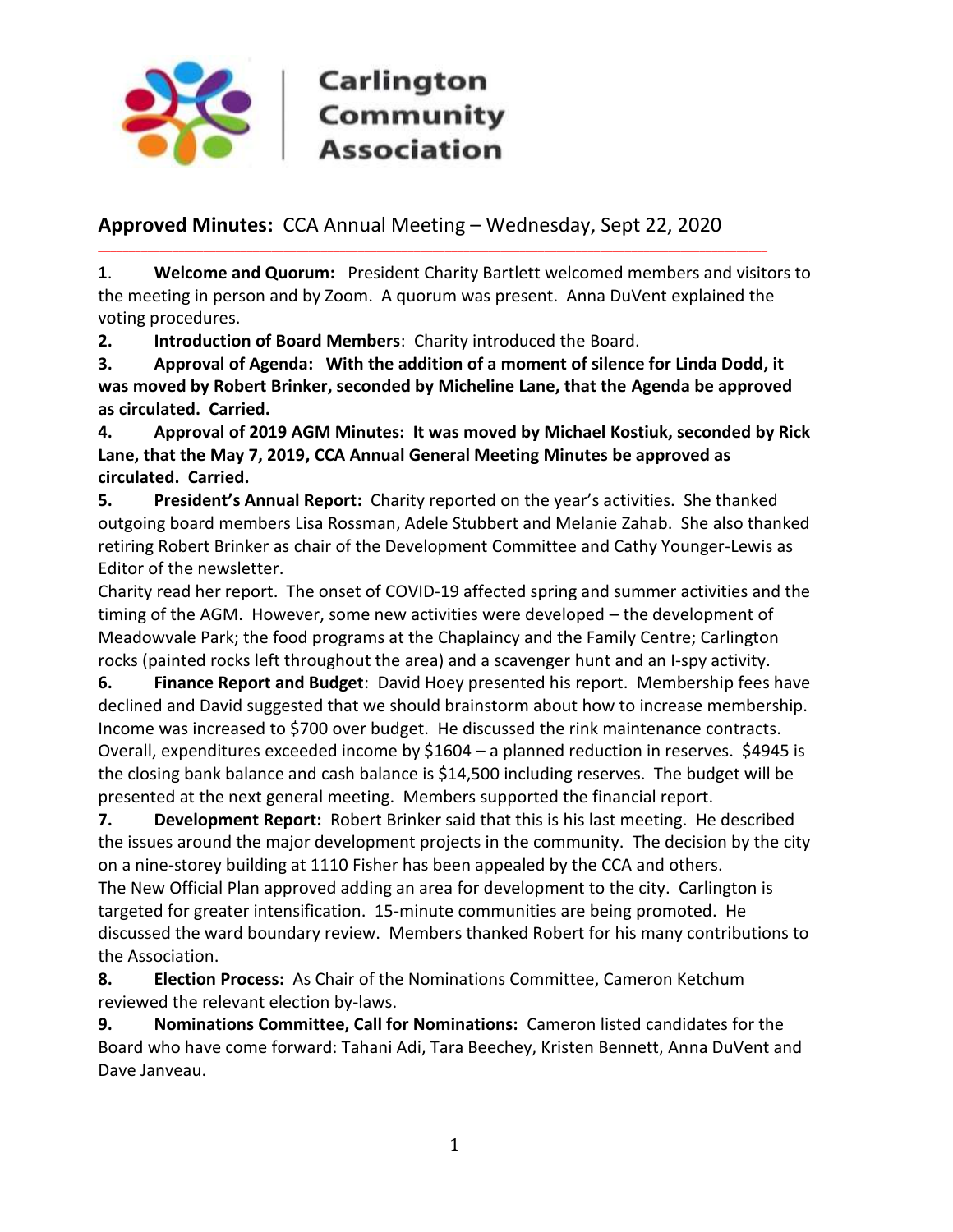Carlington Community Association

**Approved Minutes:** CCA Annual Meeting – Wednesday, Sept 22, 2020

**1**. **Welcome and Quorum:** President Charity Bartlett welcomed members and visitors to the meeting in person and by Zoom. A quorum was present. Anna DuVent explained the voting procedures.

**2. Introduction of Board Members**: Charity introduced the Board.

**3. Approval of Agenda: With the addition of a moment of silence for Linda Dodd, it was moved by Robert Brinker, seconded by Micheline Lane, that the Agenda be approved as circulated. Carried.**

**4. Approval of 2019 AGM Minutes: It was moved by Michael Kostiuk, seconded by Rick Lane, that the May 7, 2019, CCA Annual General Meeting Minutes be approved as circulated. Carried.**

**5. President's Annual Report:** Charity reported on the year's activities. She thanked outgoing board members Lisa Rossman, Adele Stubbert and Melanie Zahab. She also thanked retiring Robert Brinker as chair of the Development Committee and Cathy Younger-Lewis as Editor of the newsletter.

Charity read her report. The onset of COVID-19 affected spring and summer activities and the timing of the AGM. However, some new activities were developed – the development of Meadowvale Park; the food programs at the Chaplaincy and the Family Centre; Carlington rocks (painted rocks left throughout the area) and a scavenger hunt and an I-spy activity.

**6. Finance Report and Budget**: David Hoey presented his report. Membership fees have declined and David suggested that we should brainstorm about how to increase membership. Income was increased to $700 over budget. He discussed the rink maintenance contracts. Overall, expenditures exceeded income by $1604 – a planned reduction in reserves. $4945 is the closing bank balance and cash balance is $14,500 including reserves. The budget will be presented at the next general meeting. Members supported the financial report.

**7. Development Report:** Robert Brinker said that this is his last meeting. He described the issues around the major development projects in the community. The decision by the city on a nine-storey building at 1110 Fisher has been appealed by the CCA and others.

The New Official Plan approved adding an area for development to the city. Carlington is targeted for greater intensification. 15-minute communities are being promoted. He discussed the ward boundary review. Members thanked Robert for his many contributions to the Association.

**8. Election Process:** As Chair of the Nominations Committee, Cameron Ketchum reviewed the relevant election by-laws.

**9. Nominations Committee, Call for Nominations:** Cameron listed candidates for the Board who have come forward: Tahani Adi, Tara Beechey, Kristen Bennett, Anna DuVent and Dave Janveau.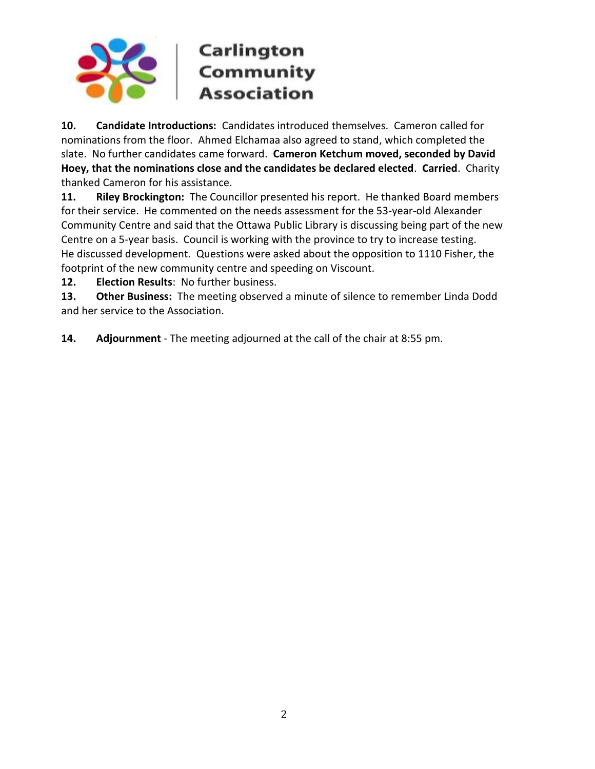Carlington Community Association

**10. Candidate Introductions:** Candidates introduced themselves. Cameron called for nominations from the floor. Ahmed Elchamaa also agreed to stand, which completed the slate. No further candidates came forward. **Cameron Ketchum moved, seconded by David Hoey, that the nominations close and the candidates be declared elected**. **Carried**. Charity thanked Cameron for his assistance.

**11. Riley Brockington:** The Councillor presented his report. He thanked Board members for their service. He commented on the needs assessment for the 53-year-old Alexander Community Centre and said that the Ottawa Public Library is discussing being part of the new Centre on a 5-year basis. Council is working with the province to try to increase testing. He discussed development. Questions were asked about the opposition to 1110 Fisher, the footprint of the new community centre and speeding on Viscount.

**12. Election Results**: No further business.

**13. Other Business:** The meeting observed a minute of silence to remember Linda Dodd and her service to the Association.

**14. Adjournment** - The meeting adjourned at the call of the chair at 8:55 pm.